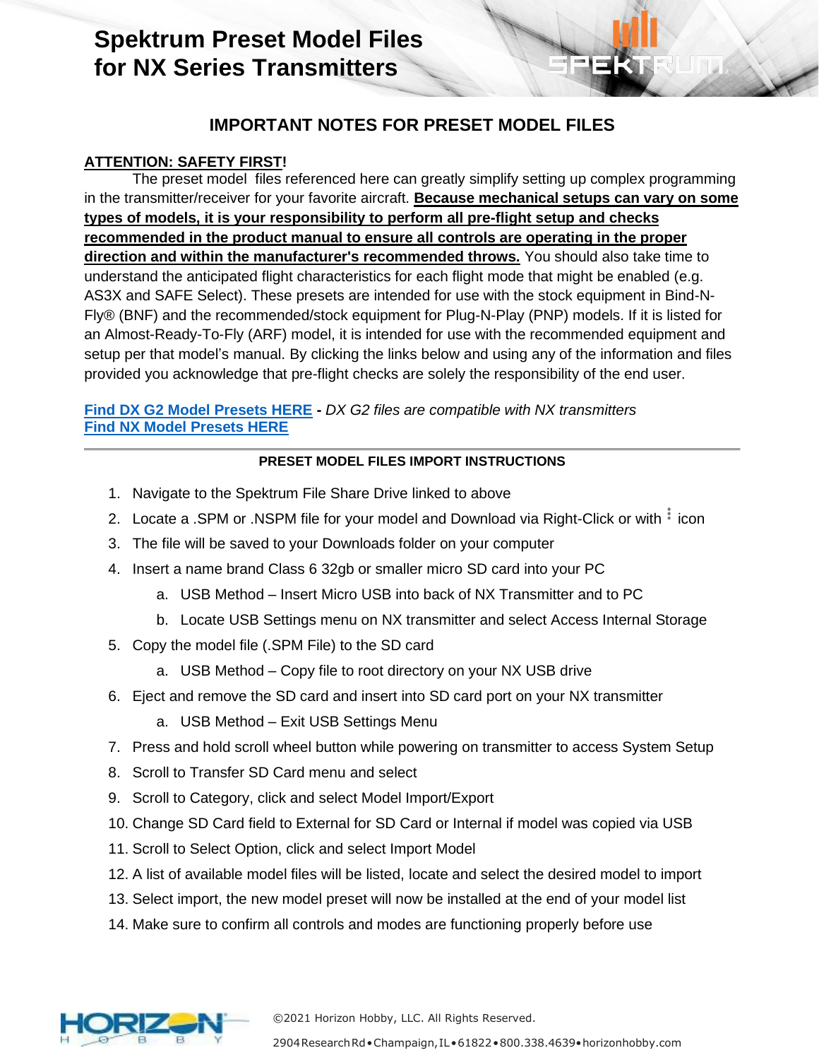# Spektrum Preset Model Files for NX Series Transmitters

## IMPORTANT NOTES FOR PRESET MODEL FILES

**ATTENTION: SAFETY FIRST!**

The preset model files referenced here can greatly simplify setting up complex programming in the transmitter/receiver for your favorite aircraft. **Because mechanical setups can vary on some types of models, it is your responsibility to perform all pre-flight setup and checks recommended in the product manual to ensure all controls are operating in the proper direction and within the manufacturer's recommended throws.** You should also take time to understand the anticipated flight characteristics for each flight mode that might be enabled (e.g. AS3X and SAFE Select). These presets are intended for use with the stock equipment in Bind-N-Fly® (BNF) and the recommended/stock equipment for Plug-N-Play (PNP) models. If it is listed for an Almost-Ready-To-Fly (ARF) model, it is intended for use with the recommended equipment and setup per that model's manual. By clicking the links below and using any of the information and files provided you acknowledge that pre-flight checks are solely the responsibility of the end user.

**Find DX G2 Model Presets HERE** - *DX G2 files are compatible with NX transmitters*
**Find NX Model Presets HERE**

---

**PRESET MODEL FILES IMPORT INSTRUCTIONS**

1. Navigate to the Spektrum File Share Drive linked to above
2. Locate a .SPM or .NSPM file for your model and Download via Right-Click or with ⋮ icon
3. The file will be saved to your Downloads folder on your computer
4. Insert a name brand Class 6 32gb or smaller micro SD card into your PC
    a. USB Method – Insert Micro USB into back of NX Transmitter and to PC
    b. Locate USB Settings menu on NX transmitter and select Access Internal Storage
5. Copy the model file (.SPM File) to the SD card
    a. USB Method – Copy file to root directory on your NX USB drive
6. Eject and remove the SD card and insert into SD card port on your NX transmitter
    a. USB Method – Exit USB Settings Menu
7. Press and hold scroll wheel button while powering on transmitter to access System Setup
8. Scroll to Transfer SD Card menu and select
9. Scroll to Category, click and select Model Import/Export
10. Change SD Card field to External for SD Card or Internal if model was copied via USB
11. Scroll to Select Option, click and select Import Model
12. A list of available model files will be listed, locate and select the desired model to import
13. Select import, the new model preset will now be installed at the end of your model list
14. Make sure to confirm all controls and modes are functioning properly before use

©2021 Horizon Hobby, LLC. All Rights Reserved.

2904 Research Rd • Champaign, IL • 61822 • 800.338.4639 • horizonhobby.com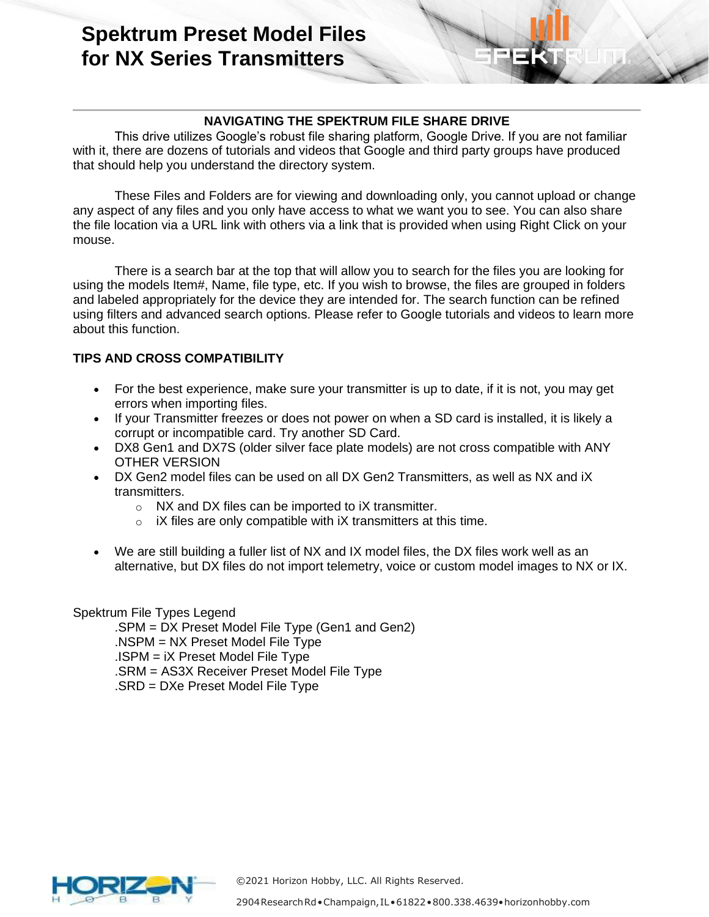# Spektrum Preset Model Files for NX Series Transmitters

## NAVIGATING THE SPEKTRUM FILE SHARE DRIVE

This drive utilizes Google's robust file sharing platform, Google Drive. If you are not familiar with it, there are dozens of tutorials and videos that Google and third party groups have produced that should help you understand the directory system.

These Files and Folders are for viewing and downloading only, you cannot upload or change any aspect of any files and you only have access to what we want you to see. You can also share the file location via a URL link with others via a link that is provided when using Right Click on your mouse.

There is a search bar at the top that will allow you to search for the files you are looking for using the models Item#, Name, file type, etc. If you wish to browse, the files are grouped in folders and labeled appropriately for the device they are intended for. The search function can be refined using filters and advanced search options. Please refer to Google tutorials and videos to learn more about this function.

### TIPS AND CROSS COMPATIBILITY

- For the best experience, make sure your transmitter is up to date, if it is not, you may get errors when importing files.
- If your Transmitter freezes or does not power on when a SD card is installed, it is likely a corrupt or incompatible card. Try another SD Card.
- DX8 Gen1 and DX7S (older silver face plate models) are not cross compatible with ANY OTHER VERSION
- DX Gen2 model files can be used on all DX Gen2 Transmitters, as well as NX and iX transmitters.
  - NX and DX files can be imported to iX transmitter.
  - iX files are only compatible with iX transmitters at this time.
- We are still building a fuller list of NX and IX model files, the DX files work well as an alternative, but DX files do not import telemetry, voice or custom model images to NX or IX.

Spektrum File Types Legend

.SPM = DX Preset Model File Type (Gen1 and Gen2)
.NSPM = NX Preset Model File Type
.ISPM = iX Preset Model File Type
.SRM = AS3X Receiver Preset Model File Type
.SRD = DXe Preset Model File Type

©2021 Horizon Hobby, LLC. All Rights Reserved.

2904 Research Rd • Champaign, IL • 61822 • 800.338.4639 • horizonhobby.com